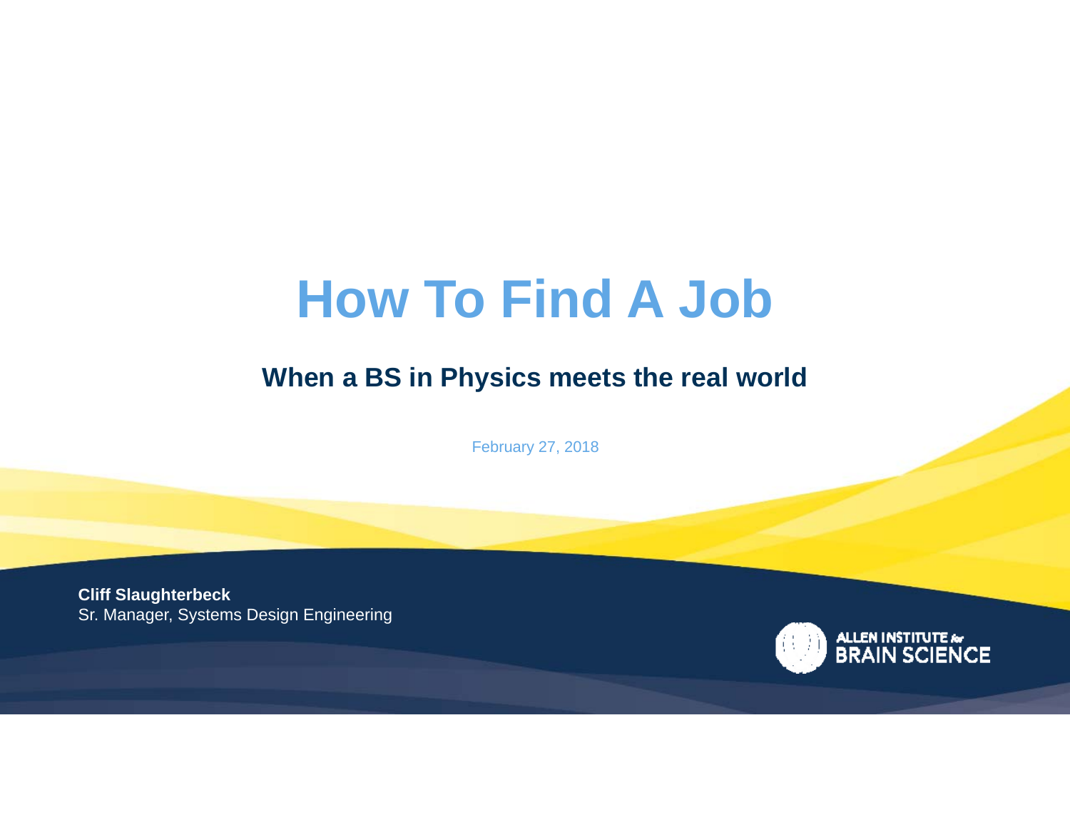# How To Find A Job

## When a BS in Physics meets the real world

February 27, 2018

**Cliff Slaughterbeck**
Sr. Manager, Systems Design Engineering

ALLEN INSTITUTE for BRAIN SCIENCE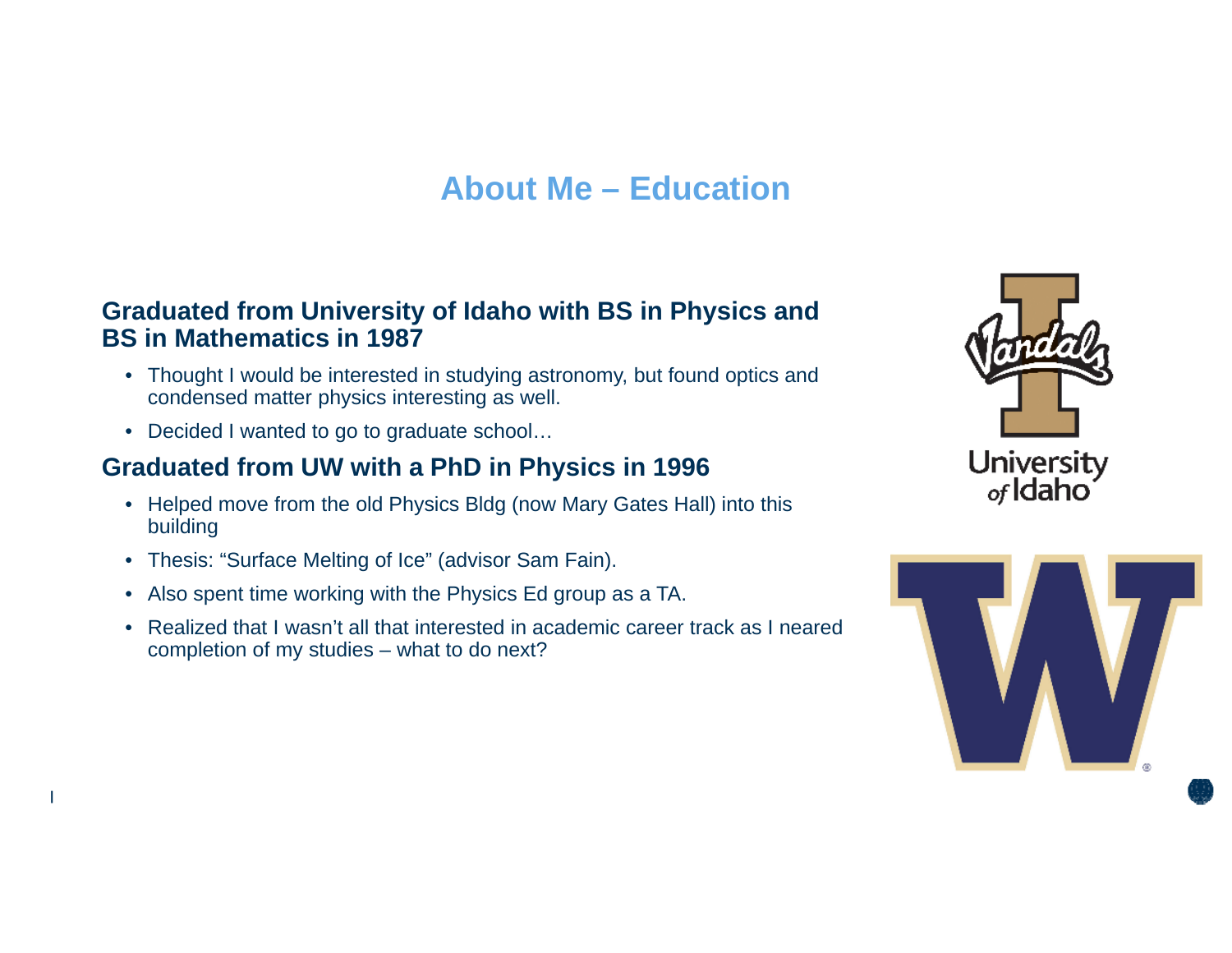# About Me – Education

## Graduated from University of Idaho with BS in Physics and BS in Mathematics in 1987

- Thought I would be interested in studying astronomy, but found optics and condensed matter physics interesting as well.
- Decided I wanted to go to graduate school…

## Graduated from UW with a PhD in Physics in 1996

- Helped move from the old Physics Bldg (now Mary Gates Hall) into this building
- Thesis: "Surface Melting of Ice" (advisor Sam Fain).
- Also spent time working with the Physics Ed group as a TA.
- Realized that I wasn't all that interested in academic career track as I neared completion of my studies – what to do next?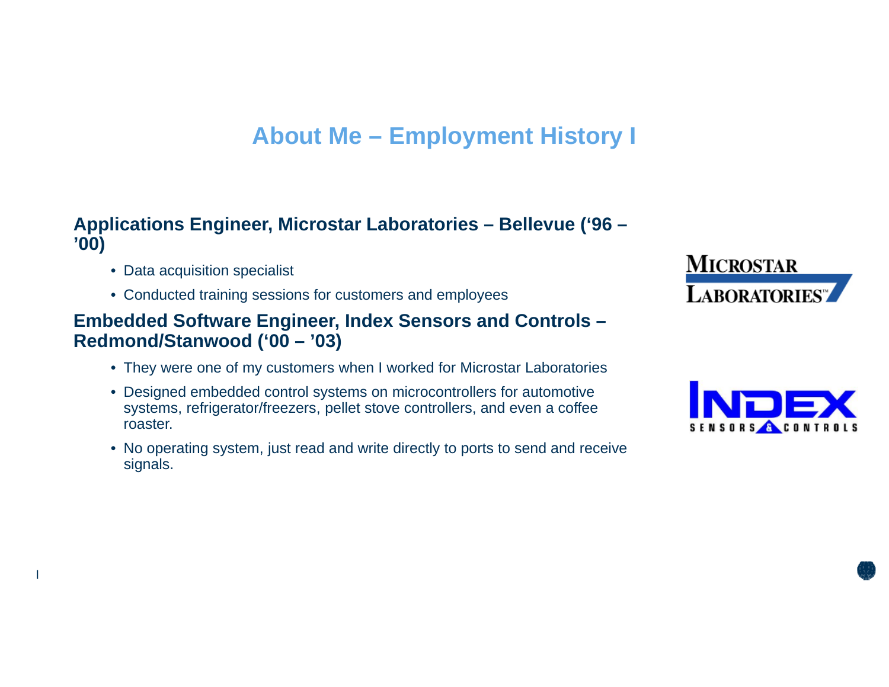# About Me – Employment History I

**Applications Engineer, Microstar Laboratories – Bellevue (‘96 – ’00)**

- Data acquisition specialist
- Conducted training sessions for customers and employees

**Embedded Software Engineer, Index Sensors and Controls – Redmond/Stanwood (‘00 – ’03)**

- They were one of my customers when I worked for Microstar Laboratories
- Designed embedded control systems on microcontrollers for automotive systems, refrigerator/freezers, pellet stove controllers, and even a coffee roaster.
- No operating system, just read and write directly to ports to send and receive signals.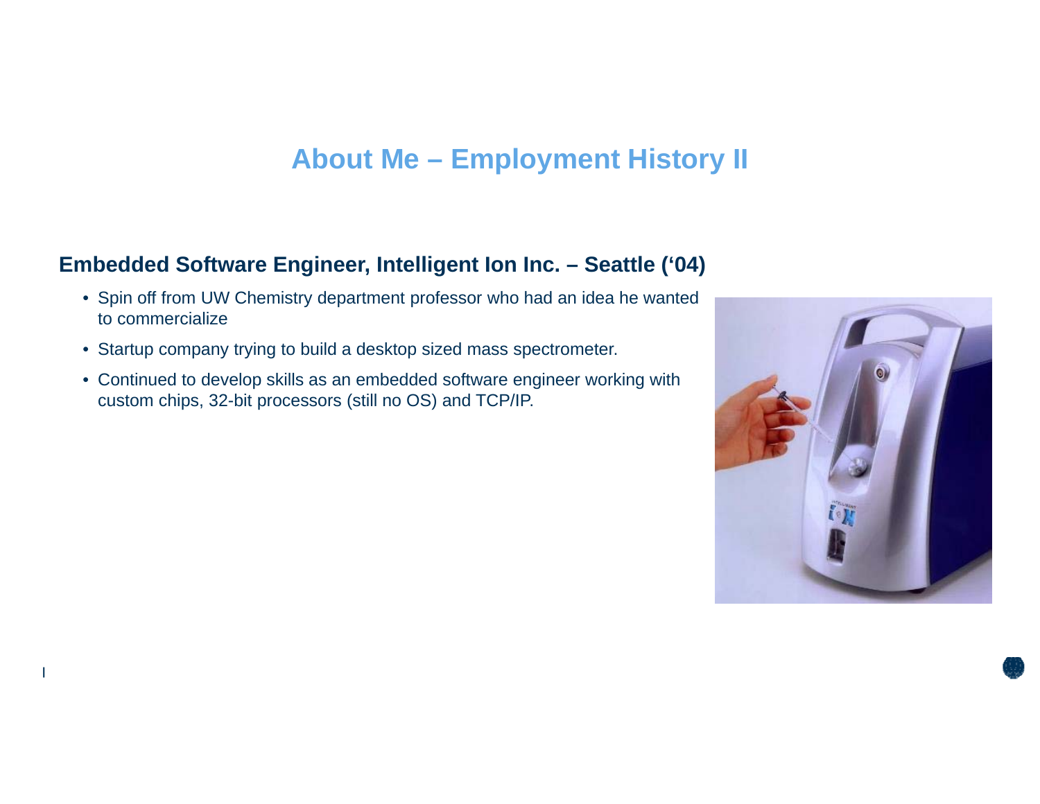# About Me – Employment History II

## Embedded Software Engineer, Intelligent Ion Inc. – Seattle ('04)

- Spin off from UW Chemistry department professor who had an idea he wanted to commercialize
- Startup company trying to build a desktop sized mass spectrometer.
- Continued to develop skills as an embedded software engineer working with custom chips, 32-bit processors (still no OS) and TCP/IP.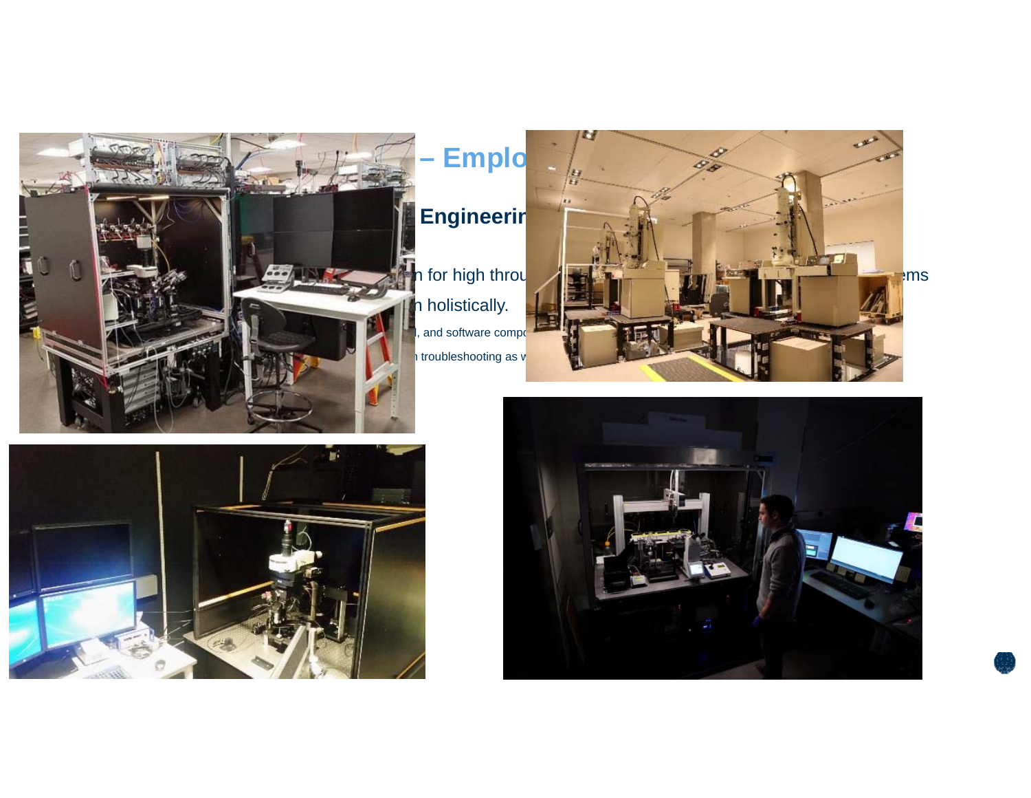# – Emplo

## Engineerin

n for high throu ems

n holistically.

l, and software compo

n troubleshooting as w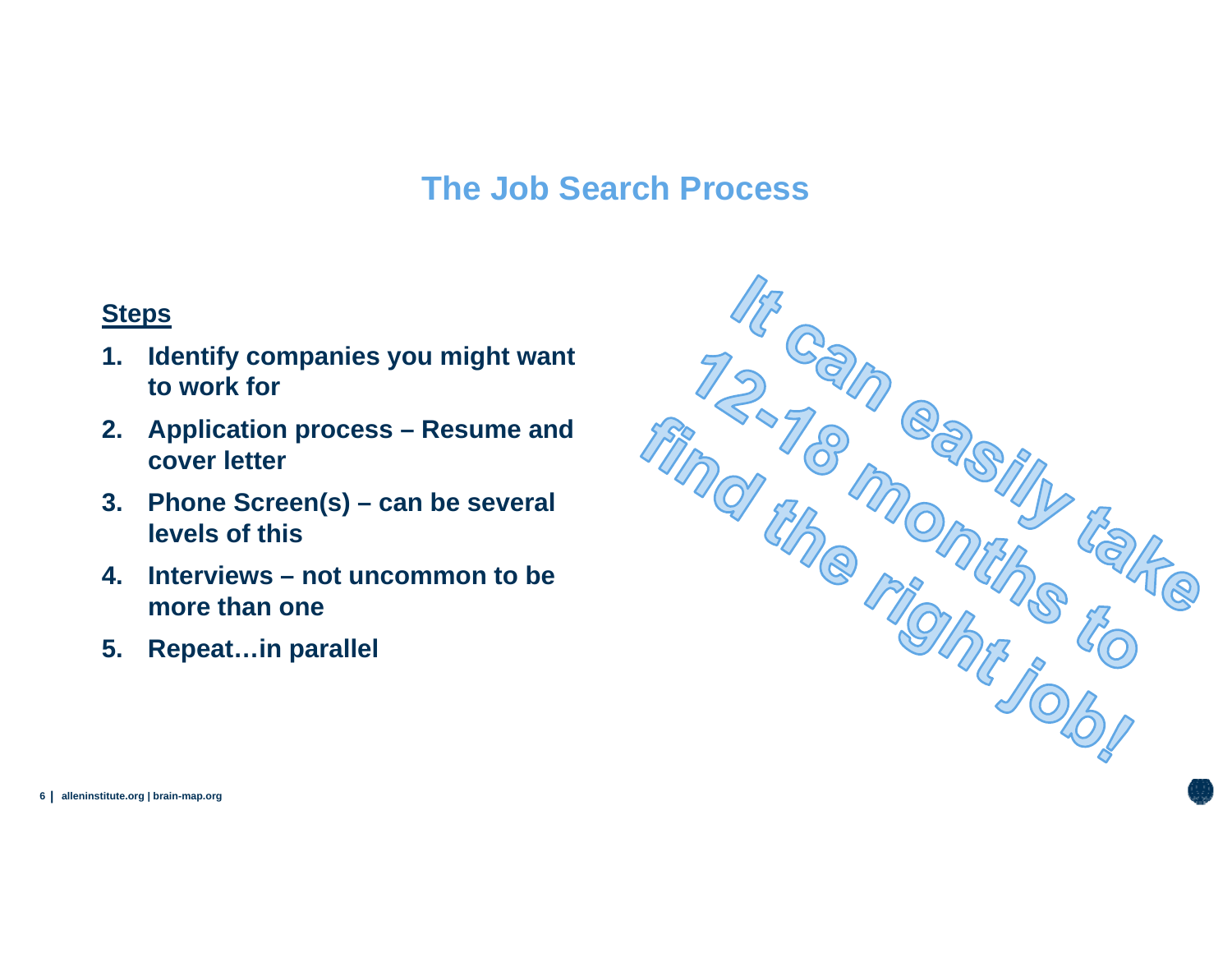# The Job Search Process

**Steps**

1. **Identify companies you might want to work for**
2. **Application process – Resume and cover letter**
3. **Phone Screen(s) – can be several levels of this**
4. **Interviews – not uncommon to be more than one**
5. **Repeat…in parallel**

It can easily take 12-18 months to find the right job!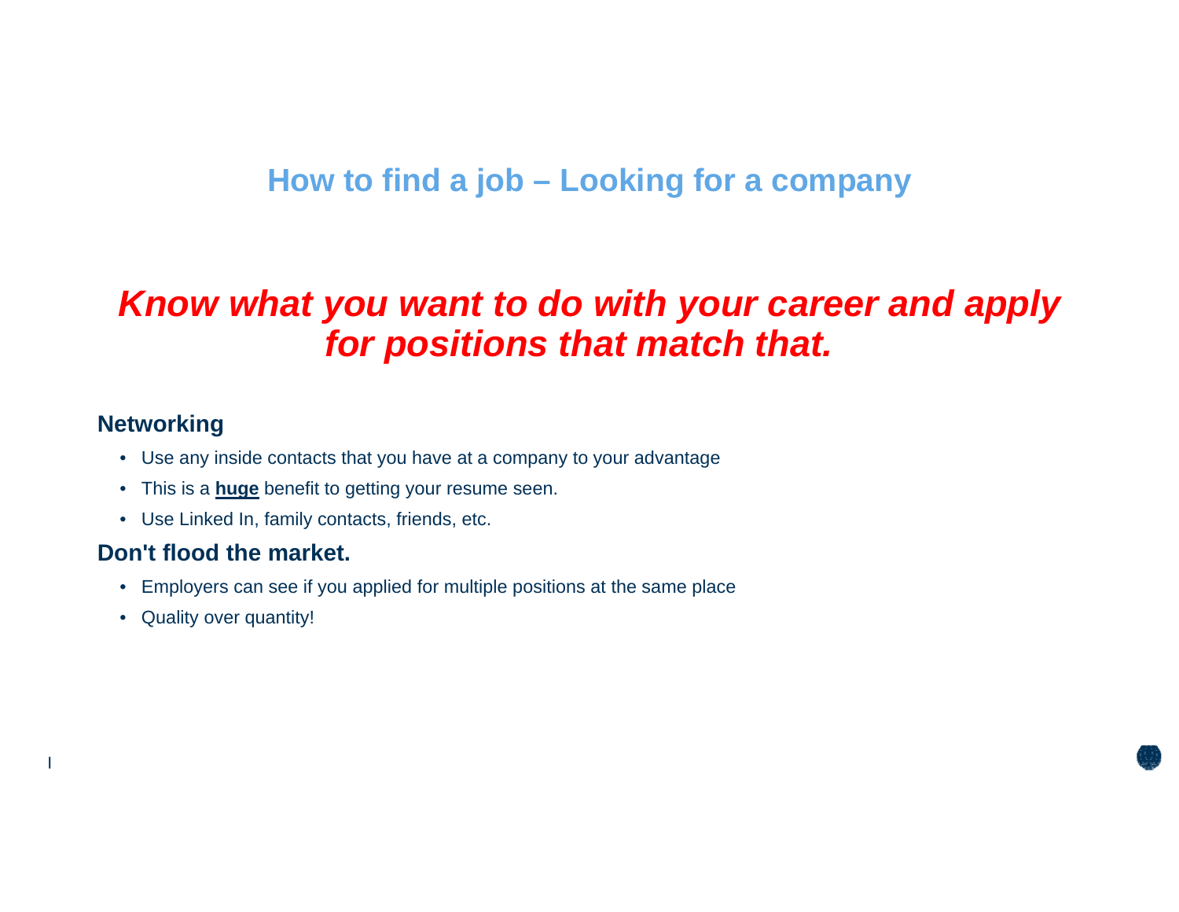# How to find a job – Looking for a company

***Know what you want to do with your career and apply for positions that match that.***

## Networking

- Use any inside contacts that you have at a company to your advantage
- This is a **huge** benefit to getting your resume seen.
- Use Linked In, family contacts, friends, etc.

## Don't flood the market.

- Employers can see if you applied for multiple positions at the same place
- Quality over quantity!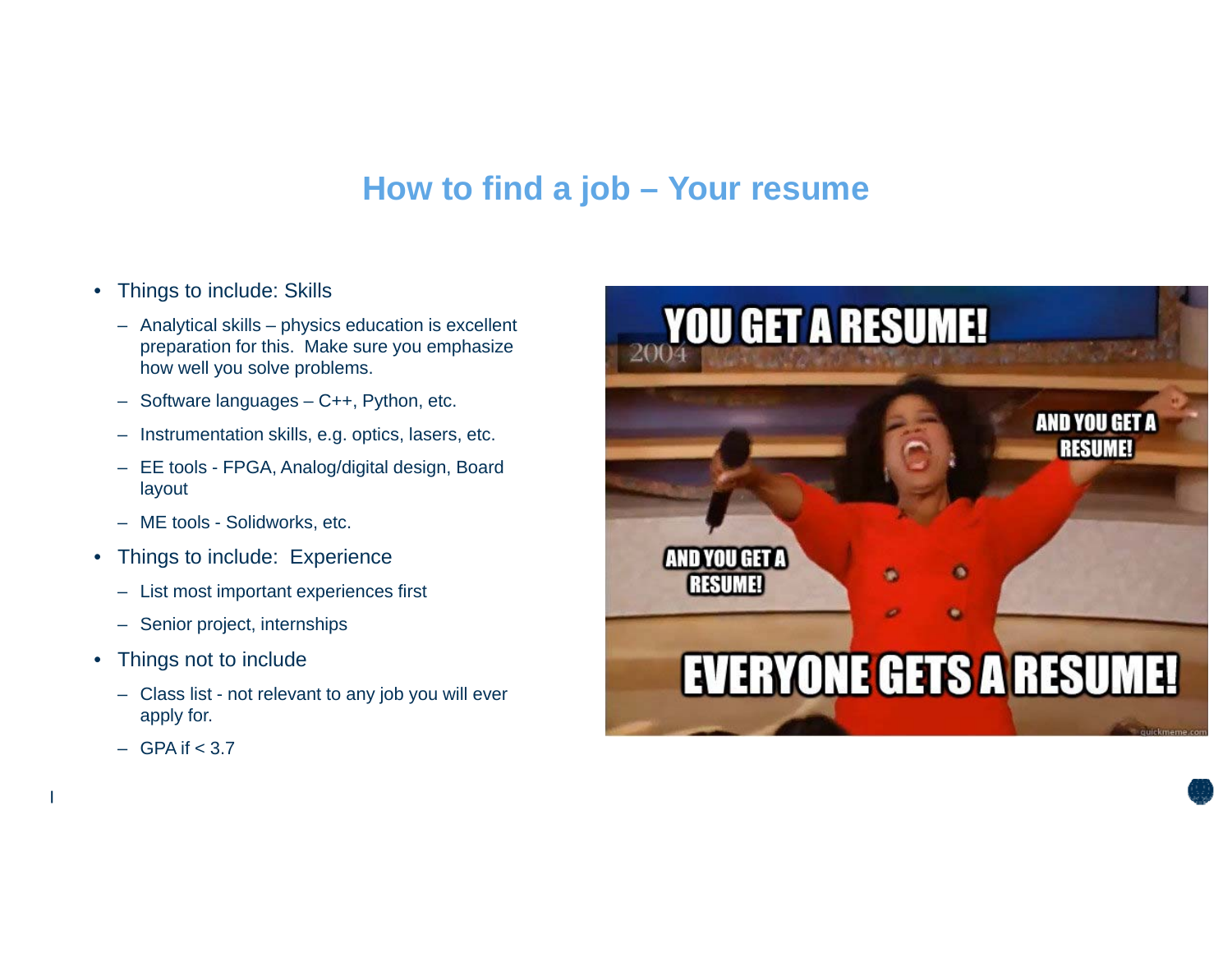# How to find a job – Your resume

- Things to include: Skills
  - Analytical skills – physics education is excellent preparation for this. Make sure you emphasize how well you solve problems.
  - Software languages – C++, Python, etc.
  - Instrumentation skills, e.g. optics, lasers, etc.
  - EE tools - FPGA, Analog/digital design, Board layout
  - ME tools - Solidworks, etc.
- Things to include: Experience
  - List most important experiences first
  - Senior project, internships
- Things not to include
  - Class list - not relevant to any job you will ever apply for.
  - GPA if < 3.7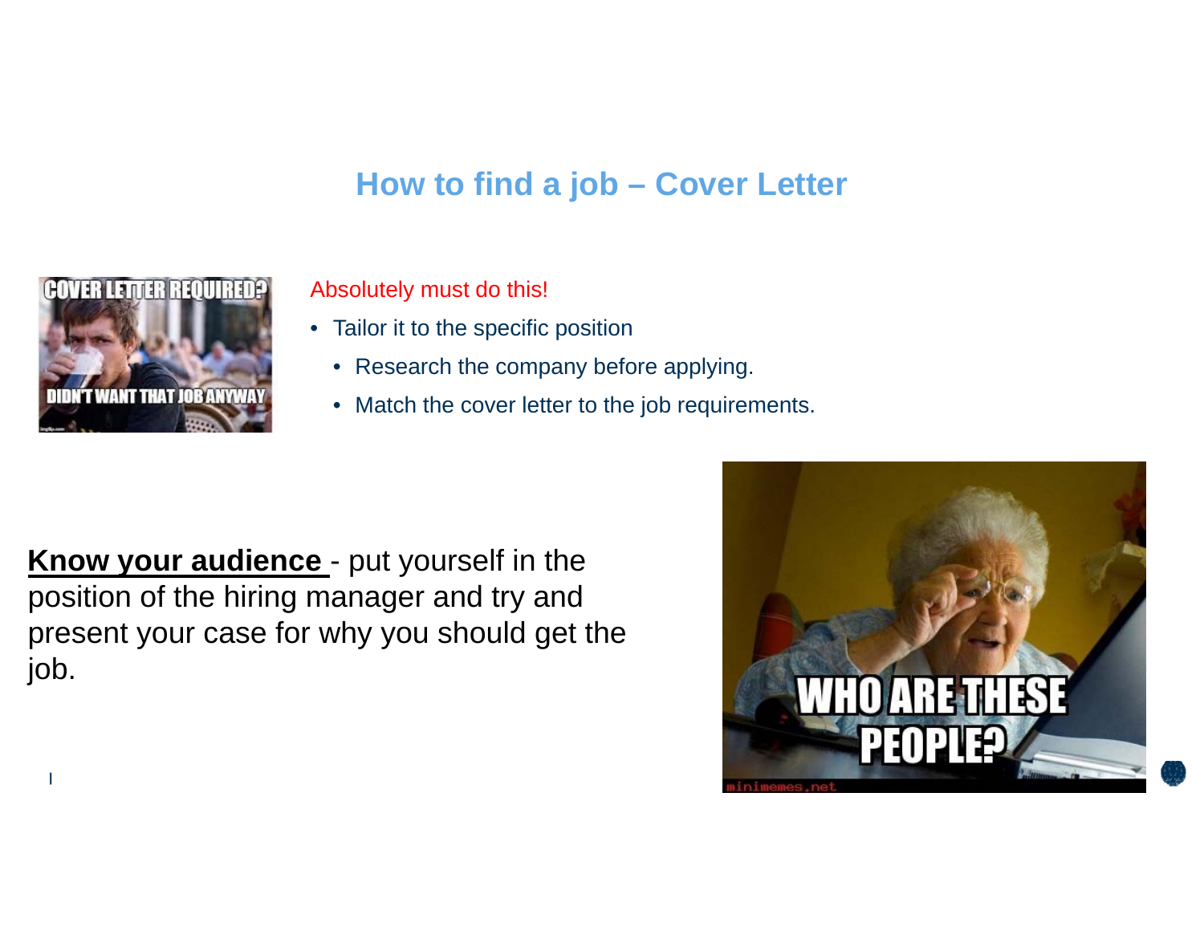# How to find a job – Cover Letter

Absolutely must do this!

- Tailor it to the specific position
  - Research the company before applying.
  - Match the cover letter to the job requirements.

**Know your audience** - put yourself in the position of the hiring manager and try and present your case for why you should get the job.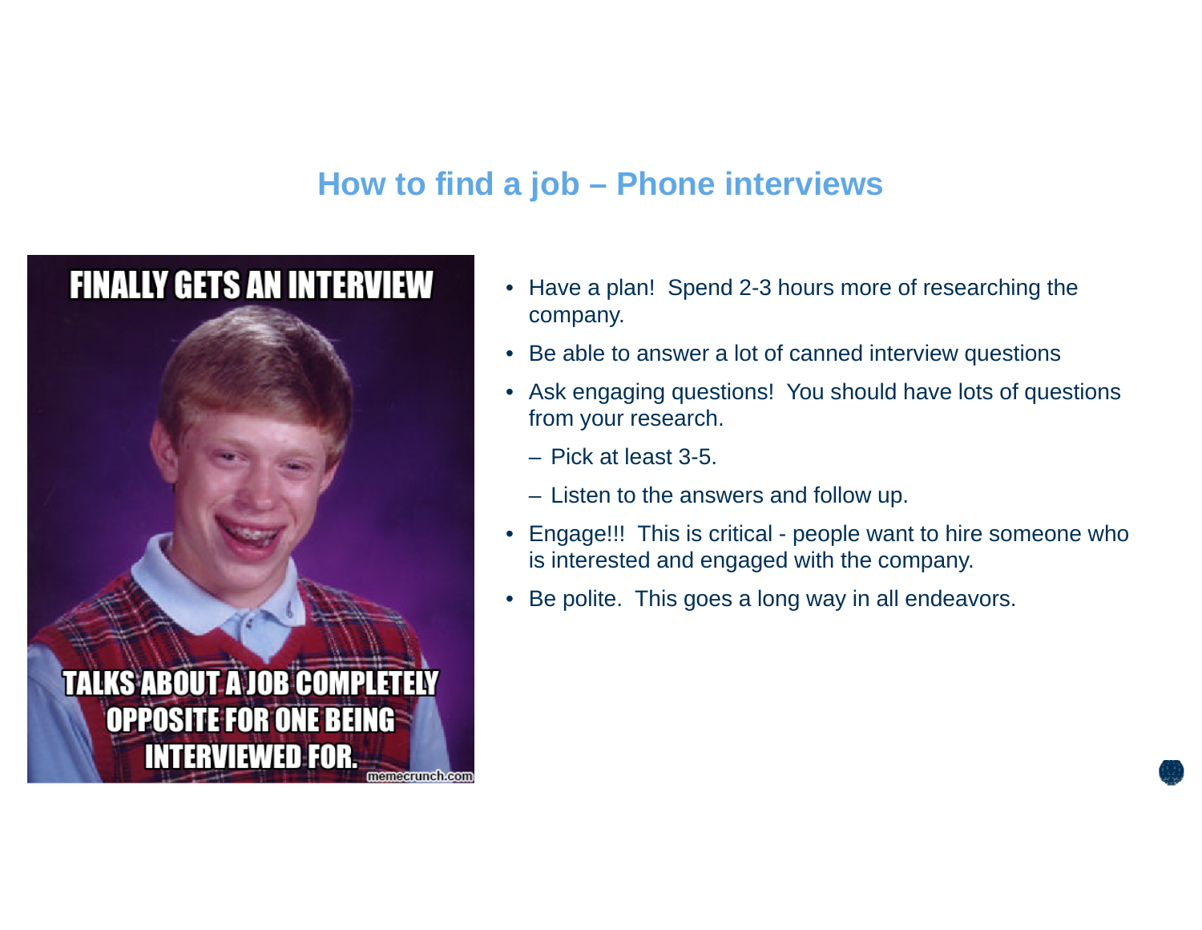## How to find a job – Phone interviews

- Have a plan!  Spend 2-3 hours more of researching the company.
- Be able to answer a lot of canned interview questions
- Ask engaging questions!  You should have lots of questions from your research.
  - Pick at least 3-5.
  - Listen to the answers and follow up.
- Engage!!!  This is critical - people want to hire someone who is interested and engaged with the company.
- Be polite.  This goes a long way in all endeavors.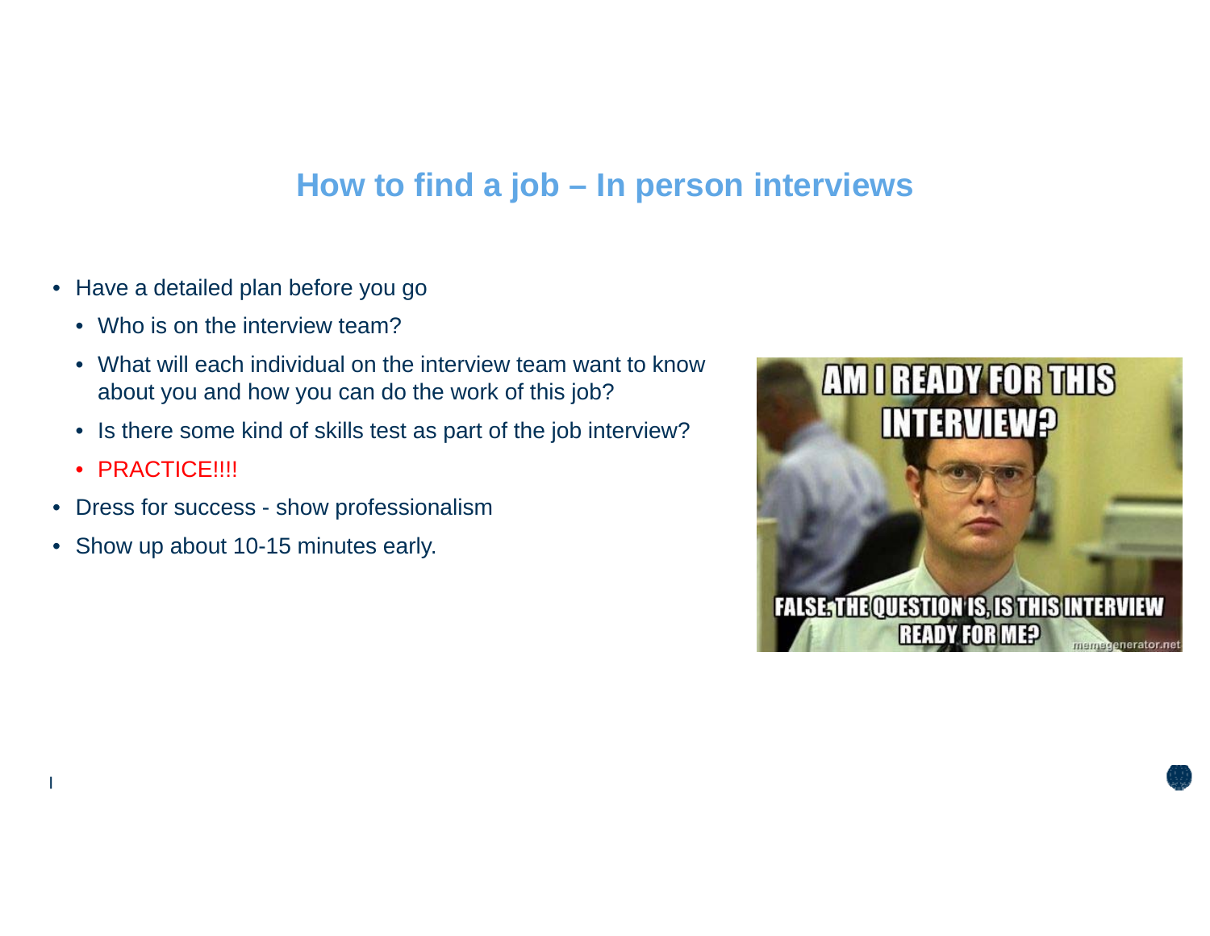# How to find a job – In person interviews

- Have a detailed plan before you go
  - Who is on the interview team?
  - What will each individual on the interview team want to know about you and how you can do the work of this job?
  - Is there some kind of skills test as part of the job interview?
  - PRACTICE!!!!
- Dress for success - show professionalism
- Show up about 10-15 minutes early.